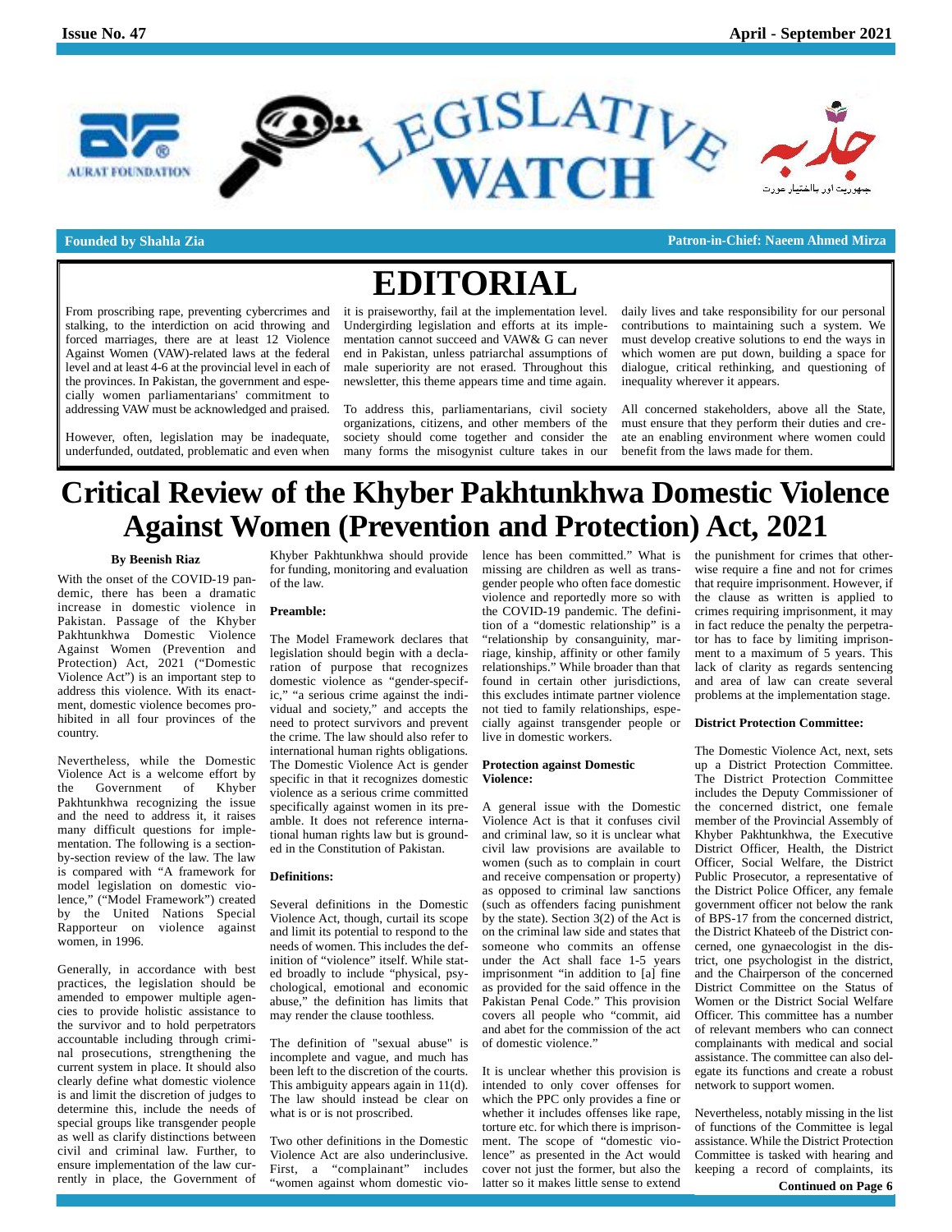Issue No. 47 | April - September 2021

AURAT FOUNDATION

# LEGISLATIVE WATCH

جمہوریت اور بااختیار عورت

**Founded by Shahla Zia** | **Patron-in-Chief: Naeem Ahmed Mirza**

# EDITORIAL

From proscribing rape, preventing cybercrimes and stalking, to the interdiction on acid throwing and forced marriages, there are at least 12 Violence Against Women (VAW)-related laws at the federal level and at least 4-6 at the provincial level in each of the provinces. In Pakistan, the government and especially women parliamentarians' commitment to addressing VAW must be acknowledged and praised.

However, often, legislation may be inadequate, underfunded, outdated, problematic and even when it is praiseworthy, fail at the implementation level. Undergirding legislation and efforts at its implementation cannot succeed and VAW& G can never end in Pakistan, unless patriarchal assumptions of male superiority are not erased. Throughout this newsletter, this theme appears time and time again.

To address this, parliamentarians, civil society organizations, citizens, and other members of the society should come together and consider the many forms the misogynist culture takes in our daily lives and take responsibility for our personal contributions to maintaining such a system. We must develop creative solutions to end the ways in which women are put down, building a space for dialogue, critical rethinking, and questioning of inequality wherever it appears.

All concerned stakeholders, above all the State, must ensure that they perform their duties and create an enabling environment where women could benefit from the laws made for them.

# Critical Review of the Khyber Pakhtunkhwa Domestic Violence Against Women (Prevention and Protection) Act, 2021

**By Beenish Riaz**

With the onset of the COVID-19 pandemic, there has been a dramatic increase in domestic violence in Pakistan. Passage of the Khyber Pakhtunkhwa Domestic Violence Against Women (Prevention and Protection) Act, 2021 ("Domestic Violence Act") is an important step to address this violence. With its enactment, domestic violence becomes prohibited in all four provinces of the country.

Nevertheless, while the Domestic Violence Act is a welcome effort by the Government of Khyber Pakhtunkhwa recognizing the issue and the need to address it, it raises many difficult questions for implementation. The following is a section-by-section review of the law. The law is compared with "A framework for model legislation on domestic violence," ("Model Framework") created by the United Nations Special Rapporteur on violence against women, in 1996.

Generally, in accordance with best practices, the legislation should be amended to empower multiple agencies to provide holistic assistance to the survivor and to hold perpetrators accountable including through criminal prosecutions, strengthening the current system in place. It should also clearly define what domestic violence is and limit the discretion of judges to determine this, include the needs of special groups like transgender people as well as clarify distinctions between civil and criminal law. Further, to ensure implementation of the law currently in place, the Government of Khyber Pakhtunkhwa should provide for funding, monitoring and evaluation of the law.

**Preamble:**

The Model Framework declares that legislation should begin with a declaration of purpose that recognizes domestic violence as "gender-specific," "a serious crime against the individual and society," and accepts the need to protect survivors and prevent the crime. The law should also refer to international human rights obligations. The Domestic Violence Act is gender specific in that it recognizes domestic violence as a serious crime committed specifically against women in its preamble. It does not reference international human rights law but is grounded in the Constitution of Pakistan.

**Definitions:**

Several definitions in the Domestic Violence Act, though, curtail its scope and limit its potential to respond to the needs of women. This includes the definition of "violence" itself. While stated broadly to include "physical, psychological, emotional and economic abuse," the definition has limits that may render the clause toothless.

The definition of "sexual abuse" is incomplete and vague, and much has been left to the discretion of the courts. This ambiguity appears again in 11(d). The law should instead be clear on what is or is not proscribed.

Two other definitions in the Domestic Violence Act are also underinclusive. First, a "complainant" includes "women against whom domestic violence has been committed." What is missing are children as well as transgender people who often face domestic violence and reportedly more so with the COVID-19 pandemic. The definition of a "domestic relationship" is a "relationship by consanguinity, marriage, kinship, affinity or other family relationships." While broader than that found in certain other jurisdictions, this excludes intimate partner violence not tied to family relationships, especially against transgender people or live in domestic workers.

**Protection against Domestic Violence:**

A general issue with the Domestic Violence Act is that it confuses civil and criminal law, so it is unclear what civil law provisions are available to women (such as to complain in court and receive compensation or property) as opposed to criminal law sanctions (such as offenders facing punishment by the state). Section 3(2) of the Act is on the criminal law side and states that someone who commits an offense under the Act shall face 1-5 years imprisonment "in addition to [a] fine as provided for the said offence in the Pakistan Penal Code." This provision covers all people who "commit, aid and abet for the commission of the act of domestic violence."

It is unclear whether this provision is intended to only cover offenses for which the PPC only provides a fine or whether it includes offenses like rape, torture etc. for which there is imprisonment. The scope of "domestic violence" as presented in the Act would cover not just the former, but also the latter so it makes little sense to extend the punishment for crimes that otherwise require a fine and not for crimes that require imprisonment. However, if the clause as written is applied to crimes requiring imprisonment, it may in fact reduce the penalty the perpetrator has to face by limiting imprisonment to a maximum of 5 years. This lack of clarity as regards sentencing and area of law can create several problems at the implementation stage.

**District Protection Committee:**

The Domestic Violence Act, next, sets up a District Protection Committee. The District Protection Committee includes the Deputy Commissioner of the concerned district, one female member of the Provincial Assembly of Khyber Pakhtunkhwa, the Executive District Officer, Health, the District Officer, Social Welfare, the District Public Prosecutor, a representative of the District Police Officer, any female government officer not below the rank of BPS-17 from the concerned district, the District Khateeb of the District concerned, one gynaecologist in the district, one psychologist in the district, and the Chairperson of the concerned District Committee on the Status of Women or the District Social Welfare Officer. This committee has a number of relevant members who can connect complainants with medical and social assistance. The committee can also delegate its functions and create a robust network to support women.

Nevertheless, notably missing in the list of functions of the Committee is legal assistance. While the District Protection Committee is tasked with hearing and keeping a record of complaints, its

**Continued on Page 6**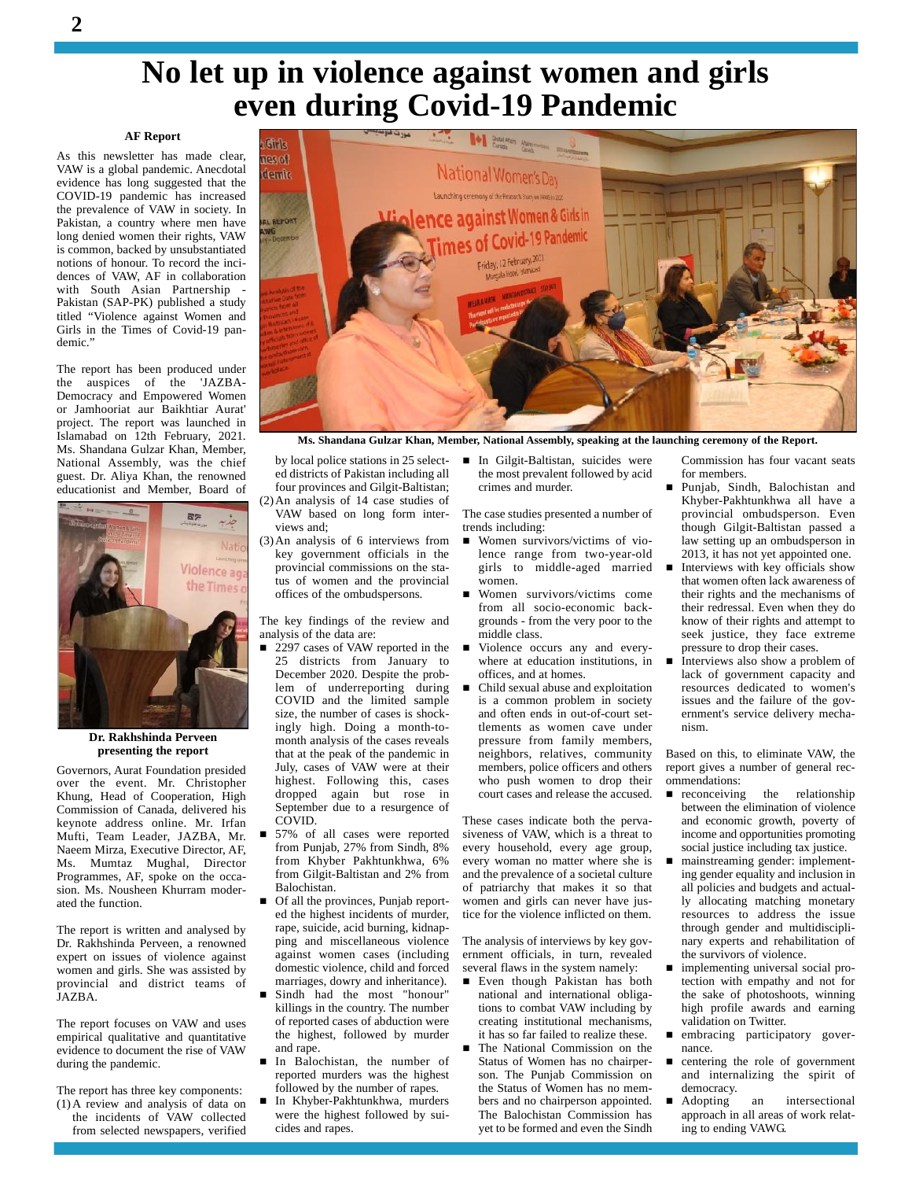# No let up in violence against women and girls even during Covid-19 Pandemic

**AF Report**

As this newsletter has made clear, VAW is a global pandemic. Anecdotal evidence has long suggested that the COVID-19 pandemic has increased the prevalence of VAW in society. In Pakistan, a country where men have long denied women their rights, VAW is common, backed by unsubstantiated notions of honour. To record the incidences of VAW, AF in collaboration with South Asian Partnership - Pakistan (SAP-PK) published a study titled "Violence against Women and Girls in the Times of Covid-19 pandemic."

The report has been produced under the auspices of the 'JAZBA-Democracy and Empowered Women or Jamhooriat aur Baikhtiar Aurat' project. The report was launched in Islamabad on 12th February, 2021. Ms. Shandana Gulzar Khan, Member, National Assembly, was the chief guest. Dr. Aliya Khan, the renowned educationist and Member, Board of Governors, Aurat Foundation presided over the event. Mr. Christopher Khung, Head of Cooperation, High Commission of Canada, delivered his keynote address online. Mr. Irfan Mufti, Team Leader, JAZBA, Mr. Naeem Mirza, Executive Director, AF, Ms. Mumtaz Mughal, Director Programmes, AF, spoke on the occasion. Ms. Nousheen Khurram moderated the function.

**Dr. Rakhshinda Perveen presenting the report**

**Ms. Shandana Gulzar Khan, Member, National Assembly, speaking at the launching ceremony of the Report.**

The report is written and analysed by Dr. Rakhshinda Perveen, a renowned expert on issues of violence against women and girls. She was assisted by provincial and district teams of JAZBA.

The report focuses on VAW and uses empirical qualitative and quantitative evidence to document the rise of VAW during the pandemic.

The report has three key components:

(1) A review and analysis of data on the incidents of VAW collected from selected newspapers, verified by local police stations in 25 selected districts of Pakistan including all four provinces and Gilgit-Baltistan;
(2) An analysis of 14 case studies of VAW based on long form interviews and;
(3) An analysis of 6 interviews from key government officials in the provincial commissions on the status of women and the provincial offices of the ombudspersons.

The key findings of the review and analysis of the data are:

- 2297 cases of VAW reported in the 25 districts from January to December 2020. Despite the problem of underreporting during COVID and the limited sample size, the number of cases is shockingly high. Doing a month-to-month analysis of the cases reveals that at the peak of the pandemic in July, cases of VAW were at their highest. Following this, cases dropped again but rose in September due to a resurgence of COVID.
- 57% of all cases were reported from Punjab, 27% from Sindh, 8% from Khyber Pakhtunkhwa, 6% from Gilgit-Baltistan and 2% from Balochistan.
- Of all the provinces, Punjab reported the highest incidents of murder, rape, suicide, acid burning, kidnapping and miscellaneous violence against women cases (including domestic violence, child and forced marriages, dowry and inheritance).
- Sindh had the most "honour" killings in the country. The number of reported cases of abduction were the highest, followed by murder and rape.
- In Balochistan, the number of reported murders was the highest followed by the number of rapes.
- In Khyber-Pakhtunkhwa, murders were the highest followed by suicides and rapes.
- In Gilgit-Baltistan, suicides were the most prevalent followed by acid crimes and murder.

The case studies presented a number of trends including:

- Women survivors/victims of violence range from two-year-old girls to middle-aged married women.
- Women survivors/victims come from all socio-economic backgrounds - from the very poor to the middle class.
- Violence occurs any and everywhere at education institutions, in offices, and at homes.
- Child sexual abuse and exploitation is a common problem in society and often ends in out-of-court settlements as women cave under pressure from family members, neighbors, relatives, community members, police officers and others who push women to drop their court cases and release the accused.

These cases indicate both the pervasiveness of VAW, which is a threat to every household, every age group, every woman no matter where she is and the prevalence of a societal culture of patriarchy that makes it so that women and girls can never have justice for the violence inflicted on them.

The analysis of interviews by key government officials, in turn, revealed several flaws in the system namely:

- Even though Pakistan has both national and international obligations to combat VAW including by creating institutional mechanisms, it has so far failed to realize these.
- The National Commission on the Status of Women has no chairperson. The Punjab Commission on the Status of Women has no members and no chairperson appointed. The Balochistan Commission has yet to be formed and even the Sindh Commission has four vacant seats for members.
- Punjab, Sindh, Balochistan and Khyber-Pakhtunkhwa all have a provincial ombudsperson. Even though Gilgit-Baltistan passed a law setting up an ombudsperson in 2013, it has not yet appointed one.
- Interviews with key officials show that women often lack awareness of their rights and the mechanisms of their redressal. Even when they do know of their rights and attempt to seek justice, they face extreme pressure to drop their cases.
- Interviews also show a problem of lack of government capacity and resources dedicated to women's issues and the failure of the government's service delivery mechanism.

Based on this, to eliminate VAW, the report gives a number of general recommendations:

- reconceiving the relationship between the elimination of violence and economic growth, poverty of income and opportunities promoting social justice including tax justice.
- mainstreaming gender: implementing gender equality and inclusion in all policies and budgets and actually allocating matching monetary resources to address the issue through gender and multidisciplinary experts and rehabilitation of the survivors of violence.
- implementing universal social protection with empathy and not for the sake of photoshoots, winning high profile awards and earning validation on Twitter.
- embracing participatory governance.
- centering the role of government and internalizing the spirit of democracy.
- Adopting an intersectional approach in all areas of work relating to ending VAWG.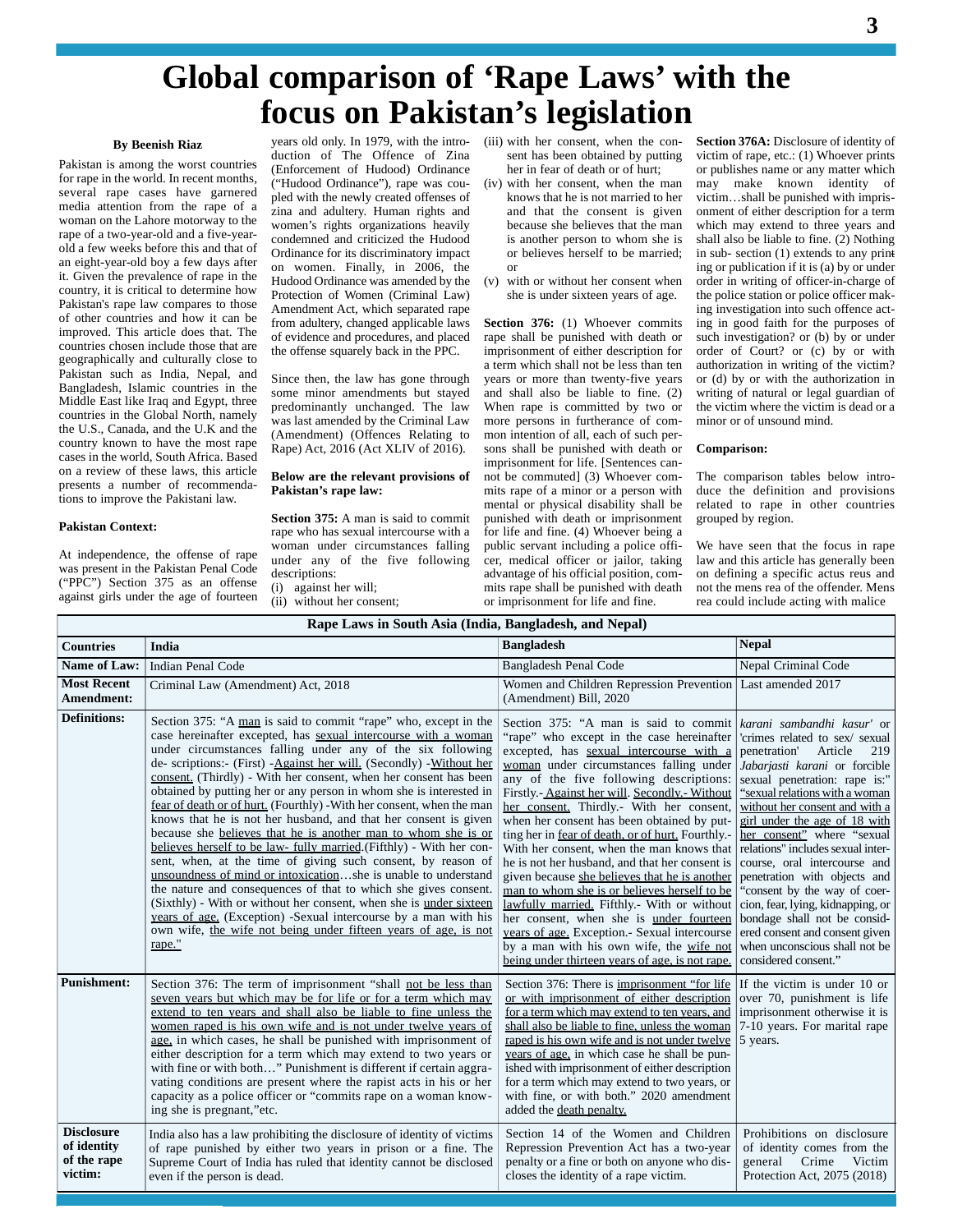# Global comparison of 'Rape Laws' with the focus on Pakistan's legislation

**By Beenish Riaz**

Pakistan is among the worst countries for rape in the world. In recent months, several rape cases have garnered media attention from the rape of a woman on the Lahore motorway to the rape of a two-year-old and a five-year-old a few weeks before this and that of an eight-year-old boy a few days after it. Given the prevalence of rape in the country, it is critical to determine how Pakistan's rape law compares to those of other countries and how it can be improved. This article does that. The countries chosen include those that are geographically and culturally close to Pakistan such as India, Nepal, and Bangladesh, Islamic countries in the Middle East like Iraq and Egypt, three countries in the Global North, namely the U.S., Canada, and the U.K and the country known to have the most rape cases in the world, South Africa. Based on a review of these laws, this article presents a number of recommendations to improve the Pakistani law.

**Pakistan Context:**

At independence, the offense of rape was present in the Pakistan Penal Code ("PPC") Section 375 as an offense against girls under the age of fourteen years old only. In 1979, with the introduction of The Offence of Zina (Enforcement of Hudood) Ordinance ("Hudood Ordinance"), rape was coupled with the newly created offenses of zina and adultery. Human rights and women's rights organizations heavily condemned and criticized the Hudood Ordinance for its discriminatory impact on women. Finally, in 2006, the Hudood Ordinance was amended by the Protection of Women (Criminal Law) Amendment Act, which separated rape from adultery, changed applicable laws of evidence and procedures, and placed the offense squarely back in the PPC.

Since then, the law has gone through some minor amendments but stayed predominantly unchanged. The law was last amended by the Criminal Law (Amendment) (Offences Relating to Rape) Act, 2016 (Act XLIV of 2016).

**Below are the relevant provisions of Pakistan's rape law:**

**Section 375:** A man is said to commit rape who has sexual intercourse with a woman under circumstances falling under any of the five following descriptions:

(i) against her will;
(ii) without her consent;
(iii) with her consent, when the consent has been obtained by putting her in fear of death or of hurt;
(iv) with her consent, when the man knows that he is not married to her and that the consent is given because she believes that the man is another person to whom she is or believes herself to be married; or
(v) with or without her consent when she is under sixteen years of age.

**Section 376:** (1) Whoever commits rape shall be punished with death or imprisonment of either description for a term which shall not be less than ten years or more than twenty-five years and shall also be liable to fine. (2) When rape is committed by two or more persons in furtherance of common intention of all, each of such persons shall be punished with death or imprisonment for life. [Sentences cannot be commuted] (3) Whoever commits rape of a minor or a person with mental or physical disability shall be punished with death or imprisonment for life and fine. (4) Whoever being a public servant including a police officer, medical officer or jailor, taking advantage of his official position, commits rape shall be punished with death or imprisonment for life and fine.

**Section 376A:** Disclosure of identity of victim of rape, etc.: (1) Whoever prints or publishes name or any matter which may make known identity of victim…shall be punished with imprisonment of either description for a term which may extend to three years and shall also be liable to fine. (2) Nothing in sub- section (1) extends to any printing or publication if it is (a) by or under order in writing of officer-in-charge of the police station or police officer making investigation into such offence acting in good faith for the purposes of such investigation? or (b) by or under order of Court? or (c) by or with authorization in writing of the victim? or (d) by or with the authorization in writing of natural or legal guardian of the victim where the victim is dead or a minor or of unsound mind.

**Comparison:**

The comparison tables below introduce the definition and provisions related to rape in other countries grouped by region.

We have seen that the focus in rape law and this article has generally been on defining a specific actus reus and not the mens rea of the offender. Mens rea could include acting with malice

**Rape Laws in South Asia (India, Bangladesh, and Nepal)**

| Countries | India | Bangladesh | Nepal |
|---|---|---|---|
| Name of Law: | Indian Penal Code | Bangladesh Penal Code | Nepal Criminal Code |
| Most Recent Amendment: | Criminal Law (Amendment) Act, 2018 | Women and Children Repression Prevention (Amendment) Bill, 2020 | Last amended 2017 |
| Definitions: | Section 375: "A man is said to commit "rape" who, except in the case hereinafter excepted, has sexual intercourse with a woman under circumstances falling under any of the six following de- scriptions:- (First) -Against her will. (Secondly) -Without her consent. (Thirdly) - With her consent, when her consent has been obtained by putting her or any person in whom she is interested in fear of death or of hurt. (Fourthly) -With her consent, when the man knows that he is not her husband, and that her consent is given because she believes that he is another man to whom she is or believes herself to be law- fully married.(Fifthly) - With her consent, when, at the time of giving such consent, by reason of unsoundness of mind or intoxication…she is unable to understand the nature and consequences of that to which she gives consent. (Sixthly) - With or without her consent, when she is under sixteen years of age. (Exception) -Sexual intercourse by a man with his own wife, the wife not being under fifteen years of age, is not rape." | Section 375: "A man is said to commit "rape" who except in the case hereinafter excepted, has sexual intercourse with a woman under circumstances falling under any of the five following descriptions: Firstly.- Against her will. Secondly.- Without her consent. Thirdly.- With her consent, when her consent has been obtained by putting her in fear of death, or of hurt. Fourthly.- With her consent, when the man knows that he is not her husband, and that her consent is given because she believes that he is another man to whom she is or believes herself to be lawfully married. Fifthly.- With or without her consent, when she is under fourteen years of age. Exception.- Sexual intercourse by a man with his own wife, the wife not being under thirteen years of age, is not rape. | *karani sambandhi kasur'* or 'crimes related to sex/ sexual penetration' Article 219 *Jabarjasti karani* or forcible sexual penetration: rape is:" "sexual relations with a woman without her consent and with a girl under the age of 18 with her consent" where "sexual relations" includes sexual intercourse, oral intercourse and penetration with objects and "consent by the way of coercion, fear, lying, kidnapping, or bondage shall not be considered consent and consent given when unconscious shall not be considered consent." |
| Punishment: | Section 376: The term of imprisonment "shall not be less than seven years but which may be for life or for a term which may extend to ten years and shall also be liable to fine unless the women raped is his own wife and is not under twelve years of age, in which cases, he shall be punished with imprisonment of either description for a term which may extend to two years or with fine or with both…" Punishment is different if certain aggravating conditions are present where the rapist acts in his or her capacity as a police officer or "commits rape on a woman knowing she is pregnant,"etc. | Section 376: There is imprisonment "for life or with imprisonment of either description for a term which may extend to ten years, and shall also be liable to fine, unless the woman raped is his own wife and is not under twelve years of age, in which case he shall be punished with imprisonment of either description for a term which may extend to two years, or with fine, or with both." 2020 amendment added the death penalty. | If the victim is under 10 or over 70, punishment is life imprisonment otherwise it is 7-10 years. For marital rape 5 years. |
| Disclosure of identity of the rape victim: | India also has a law prohibiting the disclosure of identity of victims of rape punished by either two years in prison or a fine. The Supreme Court of India has ruled that identity cannot be disclosed even if the person is dead. | Section 14 of the Women and Children Repression Prevention Act has a two-year penalty or a fine or both on anyone who discloses the identity of a rape victim. | Prohibitions on disclosure of identity comes from the general Crime Victim Protection Act, 2075 (2018) |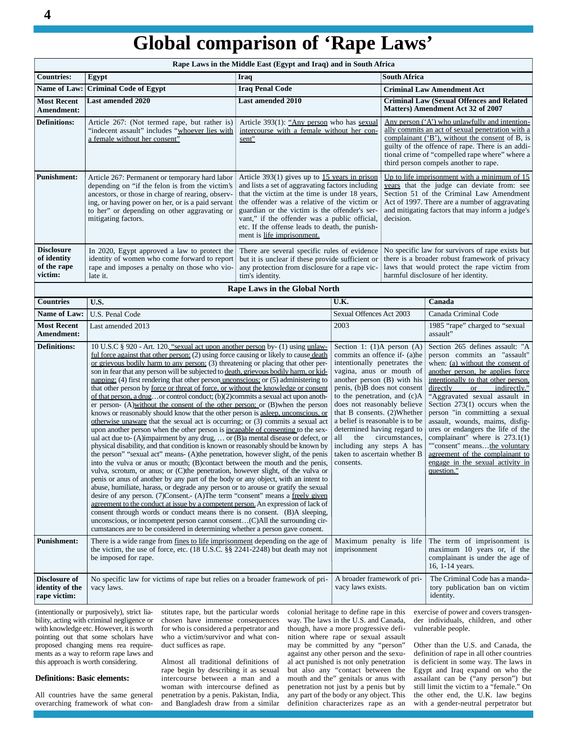# Global comparison of 'Rape Laws'

| Rape Laws in the Middle East (Egypt and Iraq) and in South Africa | | | |
|---|---|---|---|
| **Countries:** | **Egypt** | **Iraq** | **South Africa** |
| **Name of Law:** | **Criminal Code of Egypt** | **Iraq Penal Code** | **Criminal Law Amendment Act** |
| **Most Recent Amendment:** | **Last amended 2020** | **Last amended 2010** | **Criminal Law (Sexual Offences and Related Matters) Amendment Act 32 of 2007** |
| **Definitions:** | Article 267: (Not termed rape, but rather is) "indecent assault" includes "whoever lies with a female without her consent" | Article 393(1): "Any person who has sexual intercourse with a female without her consent" | Any person ('A') who unlawfully and intentionally commits an act of sexual penetration with a complainant ('B'), without the consent of B, is guilty of the offence of rape. There is an additional crime of "compelled rape where" where a third person compels another to rape. |
| **Punishment:** | Article 267: Permanent or temporary hard labor depending on "if the felon is from the victim's ancestors, or those in charge of rearing, observing, or having power on her, or is a paid servant to her" or depending on other aggravating or mitigating factors. | Article 393(1) gives up to 15 years in prison and lists a set of aggravating factors including that the victim at the time is under 18 years, the offender was a relative of the victim or guardian or the victim is the offender's servant," if the offender was a public official, etc. If the offense leads to death, the punishment is life imprisonment. | Up to life imprisonment with a minimum of 15 years that the judge can deviate from: see Section 51 of the Criminal Law Amendment Act of 1997. There are a number of aggravating and mitigating factors that may inform a judge's decision. |
| **Disclosure of identity of the rape victim:** | In 2020, Egypt approved a law to protect the identity of women who come forward to report rape and imposes a penalty on those who violate it. | There are several specific rules of evidence but it is unclear if these provide sufficient or any protection from disclosure for a rape victim's identity. | No specific law for survivors of rape exists but there is a broader robust framework of privacy laws that would protect the rape victim from harmful disclosure of her identity. |

| Rape Laws in the Global North | | | |
|---|---|---|---|
| **Countries** | **U.S.** | **U.K.** | **Canada** |
| **Name of Law:** | U.S. Penal Code | Sexual Offences Act 2003 | Canada Criminal Code |
| **Most Recent Amendment:** | Last amended 2013 | 2003 | 1985 "rape" charged to "sexual assault" |
| **Definitions:** | 10 U.S.C § 920 - Art. 120. "sexual act upon another person by- (1) using unlawful force against that other person; (2) using force causing or likely to cause death or grievous bodily harm to any person; (3) threatening or placing that other person in fear that any person will be subjected to death, grievous bodily harm, or kidnapping; (4) first rendering that other person unconscious; or (5) administering to that other person by force or threat of force, or without the knowledge or consent of that person, a drug…or control conduct; (b)(2)commits a sexual act upon another person- (A)without the consent of the other person; or (B)when the person knows or reasonably should know that the other person is asleep, unconscious, or otherwise unaware that the sexual act is occurring; or (3) commits a sexual act upon another person when the other person is incapable of consenting to the sexual act due to- (A)impairment by any drug, … or (B)a mental disease or defect, or physical disability, and that condition is known or reasonably should be known by the person" "sexual act" means- (A)the penetration, however slight, of the penis into the vulva or anus or mouth; (B)contact between the mouth and the penis, vulva, scrotum, or anus; or (C)the penetration, however slight, of the vulva or penis or anus of another by any part of the body or any object, with an intent to abuse, humiliate, harass, or degrade any person or to arouse or gratify the sexual desire of any person. (7)Consent.- (A)The term "consent" means a freely given agreement to the conduct at issue by a competent person. An expression of lack of consent through words or conduct means there is no consent. (B)A sleeping, unconscious, or incompetent person cannot consent…(C)All the surrounding circumstances are to be considered in determining whether a person gave consent. | Section 1: (1)A person (A) commits an offence if- (a)he intentionally penetrates the vagina, anus or mouth of another person (B) with his penis, (b)B does not consent to the penetration, and (c)A does not reasonably believe that B consents. (2)Whether a belief is reasonable is to be determined having regard to all the circumstances, including any steps A has taken to ascertain whether B consents. | Section 265 defines assault: "A person commits an "assault" when: (a) without the consent of another person, he applies force intentionally to that other person, directly or indirectly." "Aggravated sexual assault in Section 273(1) occurs when the person "in committing a sexual assault, wounds, maims, disfigures or endangers the life of the complainant" where is 273.1(1) ""consent" means…the voluntary agreement of the complainant to engage in the sexual activity in question." |
| **Punishment:** | There is a wide range from fines to life imprisonment depending on the age of the victim, the use of force, etc. (18 U.S.C. §§ 2241-2248) but death may not be imposed for rape. | Maximum penalty is life imprisonment | The term of imprisonment is maximum 10 years or, if the complainant is under the age of 16, 1-14 years. |
| **Disclosure of identity of the rape victim:** | No specific law for victims of rape but relies on a broader framework of privacy laws. | A broader framework of privacy laws exists. | The Criminal Code has a mandatory publication ban on victim identity. |

(intentionally or purposively), strict liability, acting with criminal negligence or with knowledge etc. However, it is worth pointing out that some scholars have proposed changing mens rea requirements as a way to reform rape laws and this approach is worth considering.

### Definitions: Basic elements:

All countries have the same general overarching framework of what constitutes rape, but the particular words chosen have immense consequences for who is considered a perpetrator and who a victim/survivor and what conduct suffices as rape.

Almost all traditional definitions of rape begin by describing it as sexual intercourse between a man and a woman with intercourse defined as penetration by a penis. Pakistan, India, and Bangladesh draw from a similar colonial heritage to define rape in this way. The laws in the U.S. and Canada, though, have a more progressive definition where rape or sexual assault may be committed by any "person" against any other person and the sexual act punished is not only penetration but also any "contact between the mouth and the" genitals or anus with penetration not just by a penis but by any part of the body or any object. This definition characterizes rape as an exercise of power and covers transgender individuals, children, and other vulnerable people.

Other than the U.S. and Canada, the definition of rape in all other countries is deficient in some way. The laws in Egypt and Iraq expand on who the assailant can be ("any person") but still limit the victim to a "female." On the other end, the U.K. law begins with a gender-neutral perpetrator but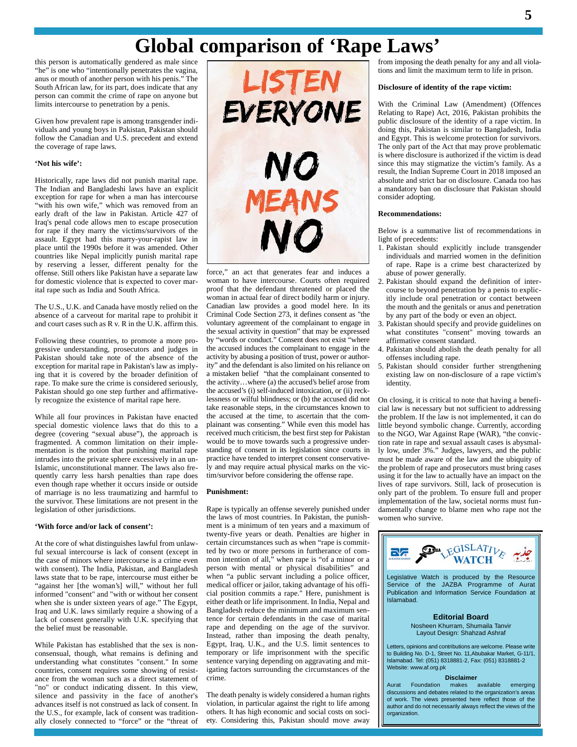# Global comparison of 'Rape Laws'

this person is automatically gendered as male since "he" is one who "intentionally penetrates the vagina, anus or mouth of another person with his penis." The South African law, for its part, does indicate that any person can commit the crime of rape on anyone but limits intercourse to penetration by a penis.

Given how prevalent rape is among transgender individuals and young boys in Pakistan, Pakistan should follow the Canadian and U.S. precedent and extend the coverage of rape laws.

**'Not his wife':**

Historically, rape laws did not punish marital rape. The Indian and Bangladeshi laws have an explicit exception for rape for when a man has intercourse "with his own wife," which was removed from an early draft of the law in Pakistan. Article 427 of Iraq's penal code allows men to escape prosecution for rape if they marry the victims/survivors of the assault. Egypt had this marry-your-rapist law in place until the 1990s before it was amended. Other countries like Nepal implicitly punish marital rape by reserving a lesser, different penalty for the offense. Still others like Pakistan have a separate law for domestic violence that is expected to cover marital rape such as India and South Africa.

The U.S., U.K. and Canada have mostly relied on the absence of a carveout for marital rape to prohibit it and court cases such as R v. R in the U.K. affirm this.

Following these countries, to promote a more progressive understanding, prosecutors and judges in Pakistan should take note of the absence of the exception for marital rape in Pakistan's law as implying that it is covered by the broader definition of rape. To make sure the crime is considered seriously, Pakistan should go one step further and affirmatively recognize the existence of marital rape here.

While all four provinces in Pakistan have enacted special domestic violence laws that do this to a degree (covering "sexual abuse"), the approach is fragmented. A common limitation on their implementation is the notion that punishing marital rape intrudes into the private sphere excessively in an un-Islamic, unconstitutional manner. The laws also frequently carry less harsh penalties than rape does even though rape whether it occurs inside or outside of marriage is no less traumatizing and harmful to the survivor. These limitations are not present in the legislation of other jurisdictions.

**'With force and/or lack of consent':**

At the core of what distinguishes lawful from unlawful sexual intercourse is lack of consent (except in the case of minors where intercourse is a crime even with consent). The India, Pakistan, and Bangladesh laws state that to be rape, intercourse must either be "against her [the woman's] will," without her full informed "consent" and "with or without her consent when she is under sixteen years of age." The Egypt, Iraq and U.K. laws similarly require a showing of a lack of consent generally with U.K. specifying that the belief must be reasonable.

While Pakistan has established that the sex is non-consensual, though, what remains is defining and understanding what constitutes "consent." In some countries, consent requires some showing of resistance from the woman such as a direct statement of "no" or conduct indicating dissent. In this view, silence and passivity in the face of another's advances itself is not construed as lack of consent. In the U.S., for example, lack of consent was traditionally closely connected to "force" or the "threat of force," an act that generates fear and induces a woman to have intercourse. Courts often required proof that the defendant threatened or placed the woman in actual fear of direct bodily harm or injury. Canadian law provides a good model here. In its Criminal Code Section 273, it defines consent as "the voluntary agreement of the complainant to engage in the sexual activity in question" that may be expressed by "words or conduct." Consent does not exist "where the accused induces the complainant to engage in the activity by abusing a position of trust, power or authority" and the defendant is also limited on his reliance on a mistaken belief "that the complainant consented to the activity…where (a) the accused's belief arose from the accused's (i) self-induced intoxication, or (ii) recklessness or wilful blindness; or (b) the accused did not take reasonable steps, in the circumstances known to the accused at the time, to ascertain that the complainant was consenting." While even this model has received much criticism, the best first step for Pakistan would be to move towards such a progressive understanding of consent in its legislation since courts in practice have tended to interpret consent conservatively and may require actual physical marks on the victim/survivor before considering the offense rape.

**Punishment:**

Rape is typically an offense severely punished under the laws of most countries. In Pakistan, the punishment is a minimum of ten years and a maximum of twenty-five years or death. Penalties are higher in certain circumstances such as when "rape is committed by two or more persons in furtherance of common intention of all," when rape is "of a minor or a person with mental or physical disabilities" and when "a public servant including a police officer, medical officer or jailor, taking advantage of his official position commits a rape." Here, punishment is either death or life imprisonment. In India, Nepal and Bangladesh reduce the minimum and maximum sentence for certain defendants in the case of marital rape and depending on the age of the survivor. Instead, rather than imposing the death penalty, Egypt, Iraq, U.K., and the U.S. limit sentences to temporary or life imprisonment with the specific sentence varying depending on aggravating and mitigating factors surrounding the circumstances of the crime.

The death penalty is widely considered a human rights violation, in particular against the right to life among others. It has high economic and social costs on society. Considering this, Pakistan should move away from imposing the death penalty for any and all violations and limit the maximum term to life in prison.

**Disclosure of identity of the rape victim:**

With the Criminal Law (Amendment) (Offences Relating to Rape) Act, 2016, Pakistan prohibits the public disclosure of the identity of a rape victim. In doing this, Pakistan is similar to Bangladesh, India and Egypt. This is welcome protection for survivors. The only part of the Act that may prove problematic is where disclosure is authorized if the victim is dead since this may stigmatize the victim's family. As a result, the Indian Supreme Court in 2018 imposed an absolute and strict bar on disclosure. Canada too has a mandatory ban on disclosure that Pakistan should consider adopting.

**Recommendations:**

Below is a summative list of recommendations in light of precedents:

1. Pakistan should explicitly include transgender individuals and married women in the definition of rape. Rape is a crime best characterized by abuse of power generally.
2. Pakistan should expand the definition of intercourse to beyond penetration by a penis to explicitly include oral penetration or contact between the mouth and the genitals or anus and penetration by any part of the body or even an object.
3. Pakistan should specify and provide guidelines on what constitutes "consent" moving towards an affirmative consent standard.
4. Pakistan should abolish the death penalty for all offenses including rape.
5. Pakistan should consider further strengthening existing law on non-disclosure of a rape victim's identity.

On closing, it is critical to note that having a beneficial law is necessary but not sufficient to addressing the problem. If the law is not implemented, it can do little beyond symbolic change. Currently, according to the NGO, War Against Rape (WAR), "the conviction rate in rape and sexual assault cases is abysmally low, under 3%." Judges, lawyers, and the public must be made aware of the law and the ubiquity of the problem of rape and prosecutors must bring cases using it for the law to actually have an impact on the lives of rape survivors. Still, lack of prosecution is only part of the problem. To ensure full and proper implementation of the law, societal norms must fundamentally change to blame men who rape not the women who survive.

---

LISTEN EVERYONE NO MEANS NO

---

**LEGISLATIVE WATCH**

Legislative Watch is produced by the Resource Service of the JAZBA Programme of Aurat Publication and Information Service Foundation at Islamabad.

**Editorial Board**

Nosheen Khurram, Shumaila Tanvir
Layout Design: Shahzad Ashraf

Letters, opinions and contributions are welcome. Please write to Building No. D-1, Street No. 11,Abubakar Market, G-11/1, Islamabad. Tel: (051) 8318881-2, Fax: (051) 8318881-2
Website: www.af.org.pk

**Disclaimer**

Aurat Foundation makes available emerging discussions and debates related to the organization's areas of work. The views presented here reflect those of the author and do not necessarily always reflect the views of the organization.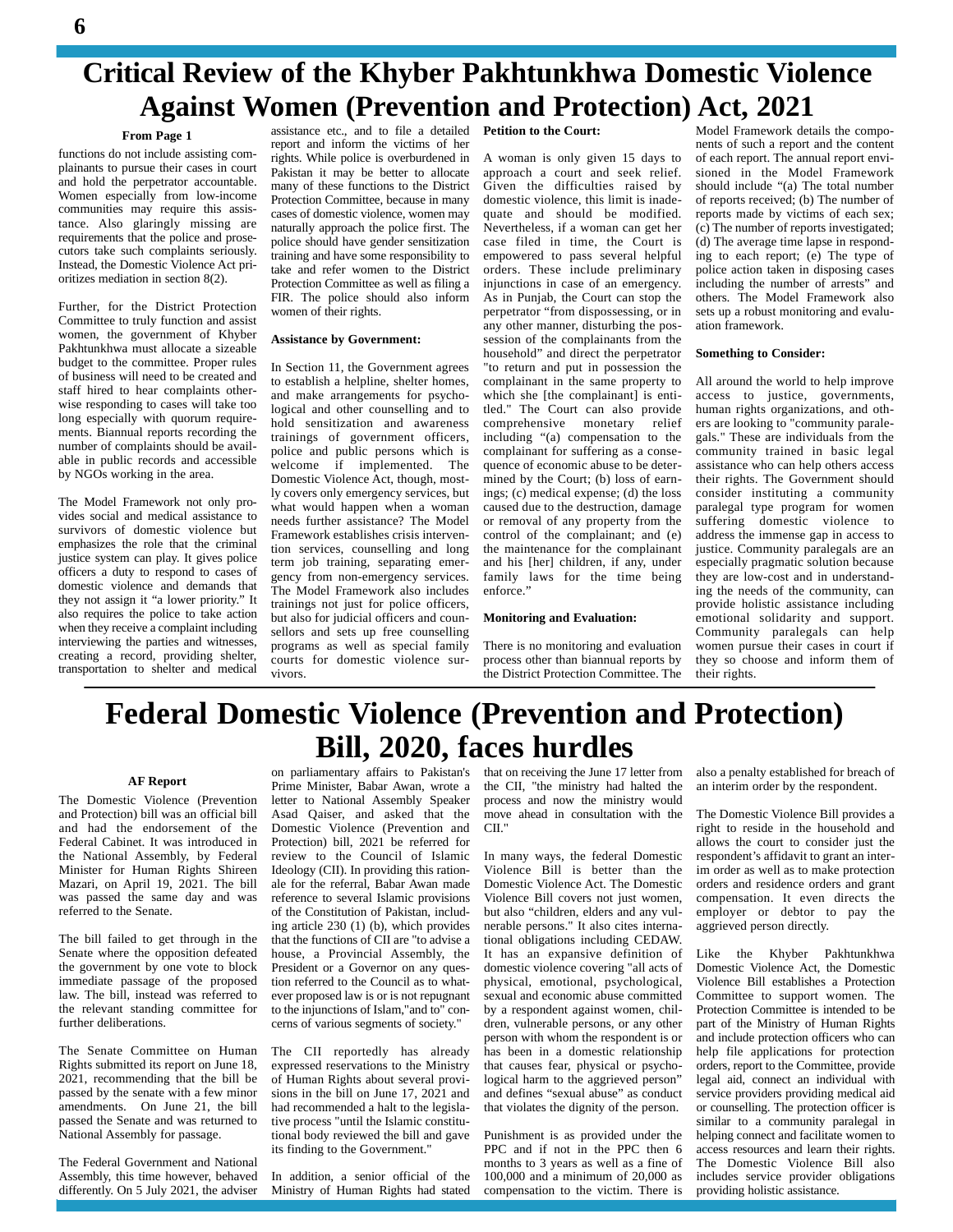# Critical Review of the Khyber Pakhtunkhwa Domestic Violence Against Women (Prevention and Protection) Act, 2021

**From Page 1**

functions do not include assisting complainants to pursue their cases in court and hold the perpetrator accountable. Women especially from low-income communities may require this assistance. Also glaringly missing are requirements that the police and prosecutors take such complaints seriously. Instead, the Domestic Violence Act prioritizes mediation in section 8(2).

Further, for the District Protection Committee to truly function and assist women, the government of Khyber Pakhtunkhwa must allocate a sizeable budget to the committee. Proper rules of business will need to be created and staff hired to hear complaints otherwise responding to cases will take too long especially with quorum requirements. Biannual reports recording the number of complaints should be available in public records and accessible by NGOs working in the area.

The Model Framework not only provides social and medical assistance to survivors of domestic violence but emphasizes the role that the criminal justice system can play. It gives police officers a duty to respond to cases of domestic violence and demands that they not assign it "a lower priority." It also requires the police to take action when they receive a complaint including interviewing the parties and witnesses, creating a record, providing shelter, transportation to shelter and medical assistance etc., and to file a detailed report and inform the victims of her rights. While police is overburdened in Pakistan it may be better to allocate many of these functions to the District Protection Committee, because in many cases of domestic violence, women may naturally approach the police first. The police should have gender sensitization training and have some responsibility to take and refer women to the District Protection Committee as well as filing a FIR. The police should also inform women of their rights.

**Assistance by Government:**

In Section 11, the Government agrees to establish a helpline, shelter homes, and make arrangements for psychological and other counselling and to hold sensitization and awareness trainings of government officers, police and public persons which is welcome if implemented. The Domestic Violence Act, though, mostly covers only emergency services, but what would happen when a woman needs further assistance? The Model Framework establishes crisis intervention services, counselling and long term job training, separating emergency from non-emergency services. The Model Framework also includes trainings not just for police officers, but also for judicial officers and counsellors and sets up free counselling programs as well as special family courts for domestic violence survivors.

**Petition to the Court:**

A woman is only given 15 days to approach a court and seek relief. Given the difficulties raised by domestic violence, this limit is inadequate and should be modified. Nevertheless, if a woman can get her case filed in time, the Court is empowered to pass several helpful orders. These include preliminary injunctions in case of an emergency. As in Punjab, the Court can stop the perpetrator "from dispossessing, or in any other manner, disturbing the possession of the complainants from the household" and direct the perpetrator "to return and put in possession the complainant in the same property to which she [the complainant] is entitled." The Court can also provide comprehensive monetary relief including "(a) compensation to the complainant for suffering as a consequence of economic abuse to be determined by the Court; (b) loss of earnings; (c) medical expense; (d) the loss caused due to the destruction, damage or removal of any property from the control of the complainant; and (e) the maintenance for the complainant and his [her] children, if any, under family laws for the time being enforce."

**Monitoring and Evaluation:**

There is no monitoring and evaluation process other than biannual reports by the District Protection Committee. The Model Framework details the components of such a report and the content of each report. The annual report envisioned in the Model Framework should include "(a) The total number of reports received; (b) The number of reports made by victims of each sex; (c) The number of reports investigated; (d) The average time lapse in responding to each report; (e) The type of police action taken in disposing cases including the number of arrests" and others. The Model Framework also sets up a robust monitoring and evaluation framework.

**Something to Consider:**

All around the world to help improve access to justice, governments, human rights organizations, and others are looking to "community paralegals." These are individuals from the community trained in basic legal assistance who can help others access their rights. The Government should consider instituting a community paralegal type program for women suffering domestic violence to address the immense gap in access to justice. Community paralegals are an especially pragmatic solution because they are low-cost and in understanding the needs of the community, can provide holistic assistance including emotional solidarity and support. Community paralegals can help women pursue their cases in court if they so choose and inform them of their rights.

# Federal Domestic Violence (Prevention and Protection) Bill, 2020, faces hurdles

**AF Report**

The Domestic Violence (Prevention and Protection) bill was an official bill and had the endorsement of the Federal Cabinet. It was introduced in the National Assembly, by Federal Minister for Human Rights Shireen Mazari, on April 19, 2021. The bill was passed the same day and was referred to the Senate.

The bill failed to get through in the Senate where the opposition defeated the government by one vote to block immediate passage of the proposed law. The bill, instead was referred to the relevant standing committee for further deliberations.

The Senate Committee on Human Rights submitted its report on June 18, 2021, recommending that the bill be passed by the senate with a few minor amendments. On June 21, the bill passed the Senate and was returned to National Assembly for passage.

The Federal Government and National Assembly, this time however, behaved differently. On 5 July 2021, the adviser on parliamentary affairs to Pakistan's Prime Minister, Babar Awan, wrote a letter to National Assembly Speaker Asad Qaiser, and asked that the Domestic Violence (Prevention and Protection) bill, 2021 be referred for review to the Council of Islamic Ideology (CII). In providing this rationale for the referral, Babar Awan made reference to several Islamic provisions of the Constitution of Pakistan, including article 230 (1) (b), which provides that the functions of CII are "to advise a house, a Provincial Assembly, the President or a Governor on any question referred to the Council as to whatever proposed law is or is not repugnant to the injunctions of Islam,"and to" concerns of various segments of society."

The CII reportedly has already expressed reservations to the Ministry of Human Rights about several provisions in the bill on June 17, 2021 and had recommended a halt to the legislative process "until the Islamic constitutional body reviewed the bill and gave its finding to the Government."

In addition, a senior official of the Ministry of Human Rights had stated that on receiving the June 17 letter from the CII, "the ministry had halted the process and now the ministry would move ahead in consultation with the CII."

In many ways, the federal Domestic Violence Bill is better than the Domestic Violence Act. The Domestic Violence Bill covers not just women, but also "children, elders and any vulnerable persons." It also cites international obligations including CEDAW. It has an expansive definition of domestic violence covering "all acts of physical, emotional, psychological, sexual and economic abuse committed by a respondent against women, children, vulnerable persons, or any other person with whom the respondent is or has been in a domestic relationship that causes fear, physical or psychological harm to the aggrieved person" and defines "sexual abuse" as conduct that violates the dignity of the person.

Punishment is as provided under the PPC and if not in the PPC then 6 months to 3 years as well as a fine of 100,000 and a minimum of 20,000 as compensation to the victim. There is also a penalty established for breach of an interim order by the respondent.

The Domestic Violence Bill provides a right to reside in the household and allows the court to consider just the respondent's affidavit to grant an interim order as well as to make protection orders and residence orders and grant compensation. It even directs the employer or debtor to pay the aggrieved person directly.

Like the Khyber Pakhtunkhwa Domestic Violence Act, the Domestic Violence Bill establishes a Protection Committee to support women. The Protection Committee is intended to be part of the Ministry of Human Rights and include protection officers who can help file applications for protection orders, report to the Committee, provide legal aid, connect an individual with service providers providing medical aid or counselling. The protection officer is similar to a community paralegal in helping connect and facilitate women to access resources and learn their rights. The Domestic Violence Bill also includes service provider obligations providing holistic assistance.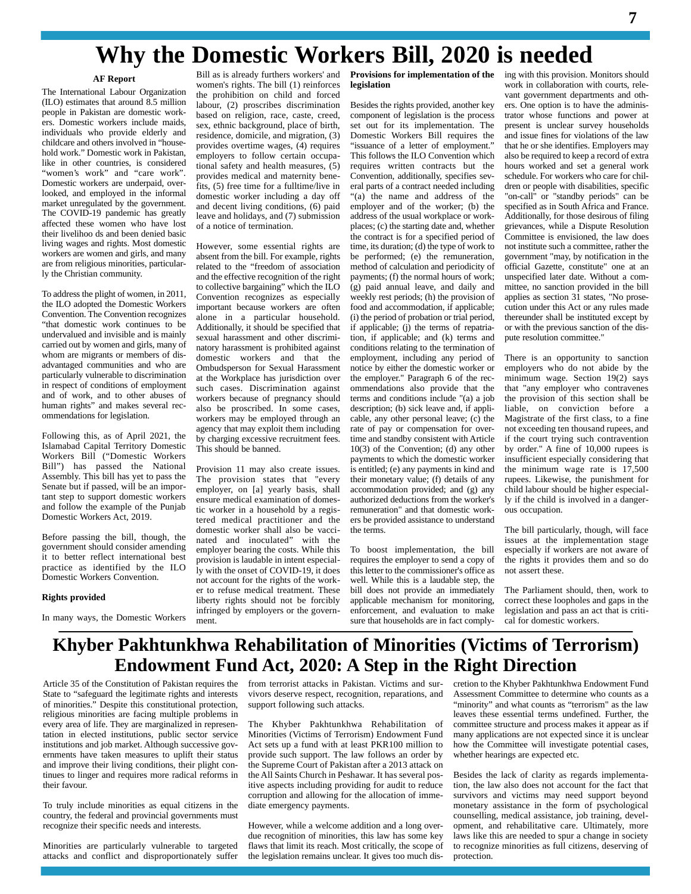# Why the Domestic Workers Bill, 2020 is needed

**AF Report**

The International Labour Organization (ILO) estimates that around 8.5 million people in Pakistan are domestic workers. Domestic workers include maids, individuals who provide elderly and childcare and others involved in "household work." Domestic work in Pakistan, like in other countries, is considered "women's work" and "care work". Domestic workers are underpaid, overlooked, and employed in the informal market unregulated by the government. The COVID-19 pandemic has greatly affected these women who have lost their livelihoo ds and been denied basic living wages and rights. Most domestic workers are women and girls, and many are from religious minorities, particularly the Christian community.

To address the plight of women, in 2011, the ILO adopted the Domestic Workers Convention. The Convention recognizes "that domestic work continues to be undervalued and invisible and is mainly carried out by women and girls, many of whom are migrants or members of disadvantaged communities and who are particularly vulnerable to discrimination in respect of conditions of employment and of work, and to other abuses of human rights" and makes several recommendations for legislation.

Following this, as of April 2021, the Islamabad Capital Territory Domestic Workers Bill ("Domestic Workers Bill") has passed the National Assembly. This bill has yet to pass the Senate but if passed, will be an important step to support domestic workers and follow the example of the Punjab Domestic Workers Act, 2019.

Before passing the bill, though, the government should consider amending it to better reflect international best practice as identified by the ILO Domestic Workers Convention.

**Rights provided**

In many ways, the Domestic Workers Bill as is already furthers workers' and women's rights. The bill (1) reinforces the prohibition on child and forced labour, (2) proscribes discrimination based on religion, race, caste, creed, sex, ethnic background, place of birth, residence, domicile, and migration, (3) provides overtime wages, (4) requires employers to follow certain occupational safety and health measures, (5) provides medical and maternity benefits, (5) free time for a fulltime/live in domestic worker including a day off and decent living conditions, (6) paid leave and holidays, and (7) submission of a notice of termination.

However, some essential rights are absent from the bill. For example, rights related to the "freedom of association and the effective recognition of the right to collective bargaining" which the ILO Convention recognizes as especially important because workers are often alone in a particular household. Additionally, it should be specified that sexual harassment and other discriminatory harassment is prohibited against domestic workers and that the Ombudsperson for Sexual Harassment at the Workplace has jurisdiction over such cases. Discrimination against workers because of pregnancy should also be proscribed. In some cases, workers may be employed through an agency that may exploit them including by charging excessive recruitment fees. This should be banned.

Provision 11 may also create issues. The provision states that "every employer, on [a] yearly basis, shall ensure medical examination of domestic worker in a household by a registered medical practitioner and the domestic worker shall also be vaccinated and inoculated" with the employer bearing the costs. While this provision is laudable in intent especially with the onset of COVID-19, it does not account for the rights of the worker to refuse medical treatment. These liberty rights should not be forcibly infringed by employers or the government.

**Provisions for implementation of the legislation**

Besides the rights provided, another key component of legislation is the process set out for its implementation. The Domestic Workers Bill requires the "issuance of a letter of employment." This follows the ILO Convention which requires written contracts but the Convention, additionally, specifies several parts of a contract needed including "(a) the name and address of the employer and of the worker; (b) the address of the usual workplace or workplaces; (c) the starting date and, whether the contract is for a specified period of time, its duration; (d) the type of work to be performed; (e) the remuneration, method of calculation and periodicity of payments; (f) the normal hours of work; (g) paid annual leave, and daily and weekly rest periods; (h) the provision of food and accommodation, if applicable; (i) the period of probation or trial period, if applicable; (j) the terms of repatriation, if applicable; and (k) terms and conditions relating to the termination of employment, including any period of notice by either the domestic worker or the employer." Paragraph 6 of the recommendations also provide that the terms and conditions include "(a) a job description; (b) sick leave and, if applicable, any other personal leave; (c) the rate of pay or compensation for overtime and standby consistent with Article 10(3) of the Convention; (d) any other payments to which the domestic worker is entitled; (e) any payments in kind and their monetary value; (f) details of any accommodation provided; and (g) any authorized deductions from the worker's remuneration" and that domestic workers be provided assistance to understand the terms.

To boost implementation, the bill requires the employer to send a copy of this letter to the commissioner's office as well. While this is a laudable step, the bill does not provide an immediately applicable mechanism for monitoring, enforcement, and evaluation to make sure that households are in fact complying with this provision. Monitors should work in collaboration with courts, relevant government departments and others. One option is to have the administrator whose functions and power at present is unclear survey households and issue fines for violations of the law that he or she identifies. Employers may also be required to keep a record of extra hours worked and set a general work schedule. For workers who care for children or people with disabilities, specific "on-call" or "standby periods" can be specified as in South Africa and France. Additionally, for those desirous of filing grievances, while a Dispute Resolution Committee is envisioned, the law does not institute such a committee, rather the government "may, by notification in the official Gazette, constitute" one at an unspecified later date. Without a committee, no sanction provided in the bill applies as section 31 states, "No prosecution under this Act or any rules made thereunder shall be instituted except by or with the previous sanction of the dispute resolution committee."

There is an opportunity to sanction employers who do not abide by the minimum wage. Section 19(2) says that "any employer who contravenes the provision of this section shall be liable, on conviction before a Magistrate of the first class, to a fine not exceeding ten thousand rupees, and if the court trying such contravention by order." A fine of 10,000 rupees is insufficient especially considering that the minimum wage rate is 17,500 rupees. Likewise, the punishment for child labour should be higher especially if the child is involved in a dangerous occupation.

The bill particularly, though, will face issues at the implementation stage especially if workers are not aware of the rights it provides them and so do not assert these.

The Parliament should, then, work to correct these loopholes and gaps in the legislation and pass an act that is critical for domestic workers.

# Khyber Pakhtunkhwa Rehabilitation of Minorities (Victims of Terrorism) Endowment Fund Act, 2020: A Step in the Right Direction

Article 35 of the Constitution of Pakistan requires the State to "safeguard the legitimate rights and interests of minorities." Despite this constitutional protection, religious minorities are facing multiple problems in every area of life. They are marginalized in representation in elected institutions, public sector service institutions and job market. Although successive governments have taken measures to uplift their status and improve their living conditions, their plight continues to linger and requires more radical reforms in their favour.

To truly include minorities as equal citizens in the country, the federal and provincial governments must recognize their specific needs and interests.

Minorities are particularly vulnerable to targeted attacks and conflict and disproportionately suffer from terrorist attacks in Pakistan. Victims and survivors deserve respect, recognition, reparations, and support following such attacks.

The Khyber Pakhtunkhwa Rehabilitation of Minorities (Victims of Terrorism) Endowment Fund Act sets up a fund with at least PKR100 million to provide such support. The law follows an order by the Supreme Court of Pakistan after a 2013 attack on the All Saints Church in Peshawar. It has several positive aspects including providing for audit to reduce corruption and allowing for the allocation of immediate emergency payments.

However, while a welcome addition and a long overdue recognition of minorities, this law has some key flaws that limit its reach. Most critically, the scope of the legislation remains unclear. It gives too much discretion to the Khyber Pakhtunkhwa Endowment Fund Assessment Committee to determine who counts as a "minority" and what counts as "terrorism" as the law leaves these essential terms undefined. Further, the committee structure and process makes it appear as if many applications are not expected since it is unclear how the Committee will investigate potential cases, whether hearings are expected etc.

Besides the lack of clarity as regards implementation, the law also does not account for the fact that survivors and victims may need support beyond monetary assistance in the form of psychological counselling, medical assistance, job training, development, and rehabilitative care. Ultimately, more laws like this are needed to spur a change in society to recognize minorities as full citizens, deserving of protection.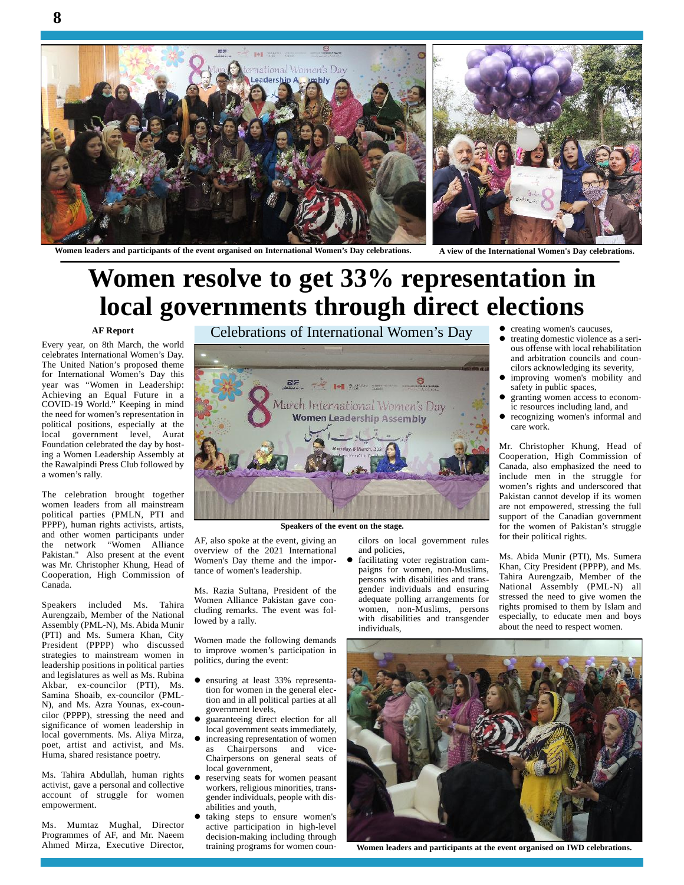Women leaders and participants of the event organised on International Women's Day celebrations.

A view of the International Women's Day celebrations.

# Women resolve to get 33% representation in local governments through direct elections

**AF Report**

Every year, on 8th March, the world celebrates International Women's Day. The United Nation's proposed theme for International Women's Day this year was "Women in Leadership: Achieving an Equal Future in a COVID-19 World." Keeping in mind the need for women's representation in political positions, especially at the local government level, Aurat Foundation celebrated the day by hosting a Women Leadership Assembly at the Rawalpindi Press Club followed by a women's rally.

The celebration brought together women leaders from all mainstream political parties (PMLN, PTI and PPPP), human rights activists, artists, and other women participants under the network "Women Alliance Pakistan." Also present at the event was Mr. Christopher Khung, Head of Cooperation, High Commission of Canada.

Speakers included Ms. Tahira Aurengzaib, Member of the National Assembly (PML-N), Ms. Abida Munir (PTI) and Ms. Sumera Khan, City President (PPPP) who discussed strategies to mainstream women in leadership positions in political parties and legislatures as well as Ms. Rubina Akbar, ex-councilor (PTI), Ms. Samina Shoaib, ex-councilor (PML-N), and Ms. Azra Younas, ex-councilor (PPPP), stressing the need and significance of women leadership in local governments. Ms. Aliya Mirza, poet, artist and activist, and Ms. Huma, shared resistance poetry.

Ms. Tahira Abdullah, human rights activist, gave a personal and collective account of struggle for women empowerment.

Ms. Mumtaz Mughal, Director Programmes of AF, and Mr. Naeem Ahmed Mirza, Executive Director, AF, also spoke at the event, giving an overview of the 2021 International Women's Day theme and the importance of women's leadership.

## Celebrations of International Women's Day

Speakers of the event on the stage.

Ms. Razia Sultana, President of the Women Alliance Pakistan gave concluding remarks. The event was followed by a rally.

Women made the following demands to improve women's participation in politics, during the event:

- ensuring at least 33% representation for women in the general election and in all political parties at all government levels,
- guaranteeing direct election for all local government seats immediately,
- increasing representation of women as Chairpersons and vice-Chairpersons on general seats of local government,
- reserving seats for women peasant workers, religious minorities, transgender individuals, people with disabilities and youth,
- taking steps to ensure women's active participation in high-level decision-making including through training programs for women councilors on local government rules and policies,
- facilitating voter registration campaigns for women, non-Muslims, persons with disabilities and transgender individuals and ensuring adequate polling arrangements for women, non-Muslims, persons with disabilities and transgender individuals,
- creating women's caucuses,
- treating domestic violence as a serious offense with local rehabilitation and arbitration councils and councilors acknowledging its severity,
- improving women's mobility and safety in public spaces,
- granting women access to economic resources including land, and
- recognizing women's informal and care work.

Mr. Christopher Khung, Head of Cooperation, High Commission of Canada, also emphasized the need to include men in the struggle for women's rights and underscored that Pakistan cannot develop if its women are not empowered, stressing the full support of the Canadian government for the women of Pakistan's struggle for their political rights.

Ms. Abida Munir (PTI), Ms. Sumera Khan, City President (PPPP), and Ms. Tahira Aurengzaib, Member of the National Assembly (PML-N) all stressed the need to give women the rights promised to them by Islam and especially, to educate men and boys about the need to respect women.

Women leaders and participants at the event organised on IWD celebrations.